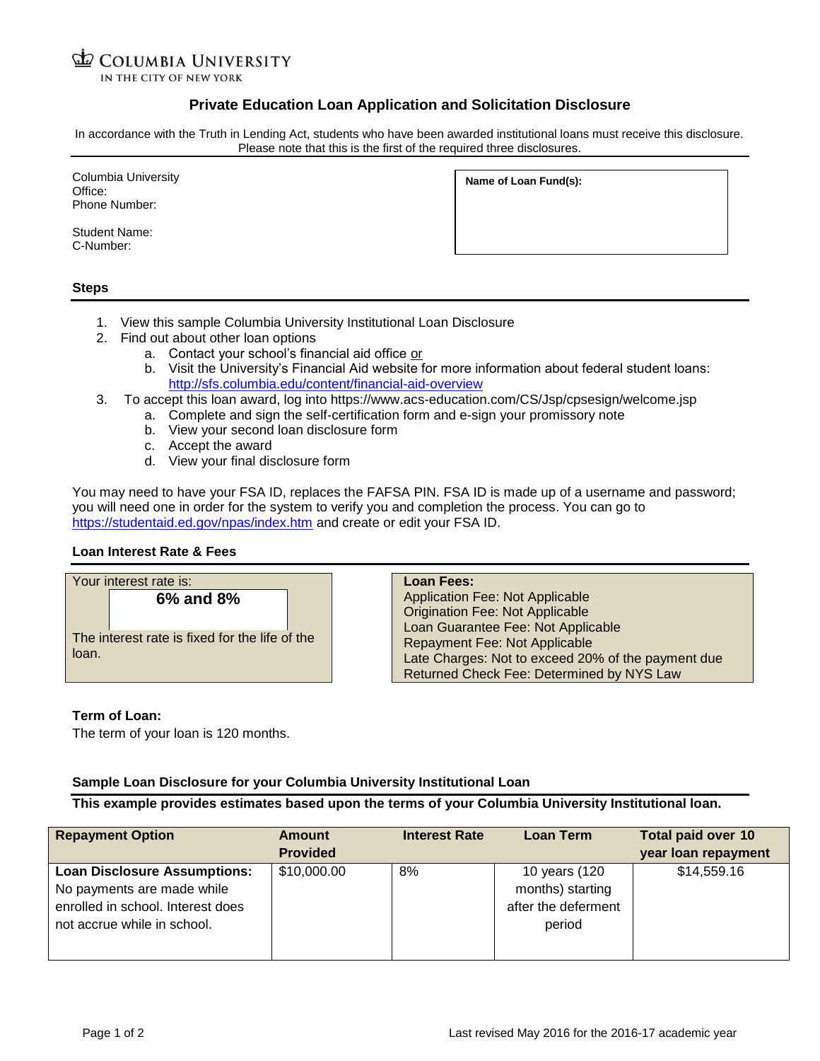COLUMBIA UNIVERSITY
IN THE CITY OF NEW YORK

# Private Education Loan Application and Solicitation Disclosure

In accordance with the Truth in Lending Act, students who have been awarded institutional loans must receive this disclosure. Please note that this is the first of the required three disclosures.

Columbia University
Office:
Phone Number:

Student Name:
C-Number:

**Name of Loan Fund(s):**

## Steps

1. View this sample Columbia University Institutional Loan Disclosure
2. Find out about other loan options
   a. Contact your school's financial aid office or
   b. Visit the University's Financial Aid website for more information about federal student loans: http://sfs.columbia.edu/content/financial-aid-overview
3. To accept this loan award, log into https://www.acs-education.com/CS/Jsp/cpsesign/welcome.jsp
   a. Complete and sign the self-certification form and e-sign your promissory note
   b. View your second loan disclosure form
   c. Accept the award
   d. View your final disclosure form

You may need to have your FSA ID, replaces the FAFSA PIN. FSA ID is made up of a username and password; you will need one in order for the system to verify you and completion the process. You can go to https://studentaid.ed.gov/npas/index.htm and create or edit your FSA ID.

## Loan Interest Rate & Fees

Your interest rate is:

**6% and 8%**

The interest rate is fixed for the life of the loan.

**Loan Fees:**
Application Fee: Not Applicable
Origination Fee: Not Applicable
Loan Guarantee Fee: Not Applicable
Repayment Fee: Not Applicable
Late Charges: Not to exceed 20% of the payment due
Returned Check Fee: Determined by NYS Law

**Term of Loan:**
The term of your loan is 120 months.

**Sample Loan Disclosure for your Columbia University Institutional Loan**

**This example provides estimates based upon the terms of your Columbia University Institutional loan.**

| Repayment Option | Amount Provided | Interest Rate | Loan Term | Total paid over 10 year loan repayment |
|---|---|---|---|---|
| **Loan Disclosure Assumptions:** No payments are made while enrolled in school. Interest does not accrue while in school. | $10,000.00 | 8% | 10 years (120 months) starting after the deferment period | $14,559.16 |

Last revised May 2016 for the 2016-17 academic year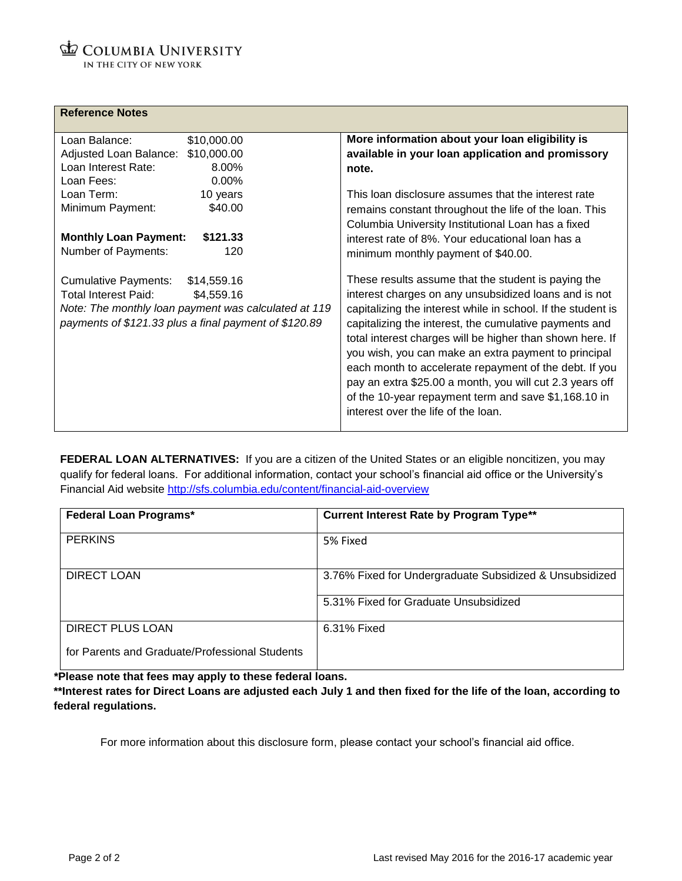COLUMBIA UNIVERSITY
IN THE CITY OF NEW YORK

## Reference Notes

| | |
|---|---|
| Loan Balance: | $10,000.00 |
| Adjusted Loan Balance: | $10,000.00 |
| Loan Interest Rate: | 8.00% |
| Loan Fees: | 0.00% |
| Loan Term: | 10 years |
| Minimum Payment: | $40.00 |
| **Monthly Loan Payment:** | **$121.33** |
| Number of Payments: | 120 |
| Cumulative Payments: | $14,559.16 |
| Total Interest Paid: | $4,559.16 |

*Note: The monthly loan payment was calculated at 119 payments of $121.33 plus a final payment of $120.89*

**More information about your loan eligibility is available in your loan application and promissory note.**

This loan disclosure assumes that the interest rate remains constant throughout the life of the loan. This Columbia University Institutional Loan has a fixed interest rate of 8%. Your educational loan has a minimum monthly payment of $40.00.

These results assume that the student is paying the interest charges on any unsubsidized loans and is not capitalizing the interest while in school. If the student is capitalizing the interest, the cumulative payments and total interest charges will be higher than shown here. If you wish, you can make an extra payment to principal each month to accelerate repayment of the debt. If you pay an extra $25.00 a month, you will cut 2.3 years off of the 10-year repayment term and save $1,168.10 in interest over the life of the loan.

**FEDERAL LOAN ALTERNATIVES:** If you are a citizen of the United States or an eligible noncitizen, you may qualify for federal loans. For additional information, contact your school's financial aid office or the University's Financial Aid website http://sfs.columbia.edu/content/financial-aid-overview

| Federal Loan Programs* | Current Interest Rate by Program Type** |
|---|---|
| PERKINS | 5% Fixed |
| DIRECT LOAN | 3.76% Fixed for Undergraduate Subsidized & Unsubsidized |
| | 5.31% Fixed for Graduate Unsubsidized |
| DIRECT PLUS LOAN<br>for Parents and Graduate/Professional Students | 6.31% Fixed |

**\*Please note that fees may apply to these federal loans.**
**\*\*Interest rates for Direct Loans are adjusted each July 1 and then fixed for the life of the loan, according to federal regulations.**

For more information about this disclosure form, please contact your school's financial aid office.

Last revised May 2016 for the 2016-17 academic year